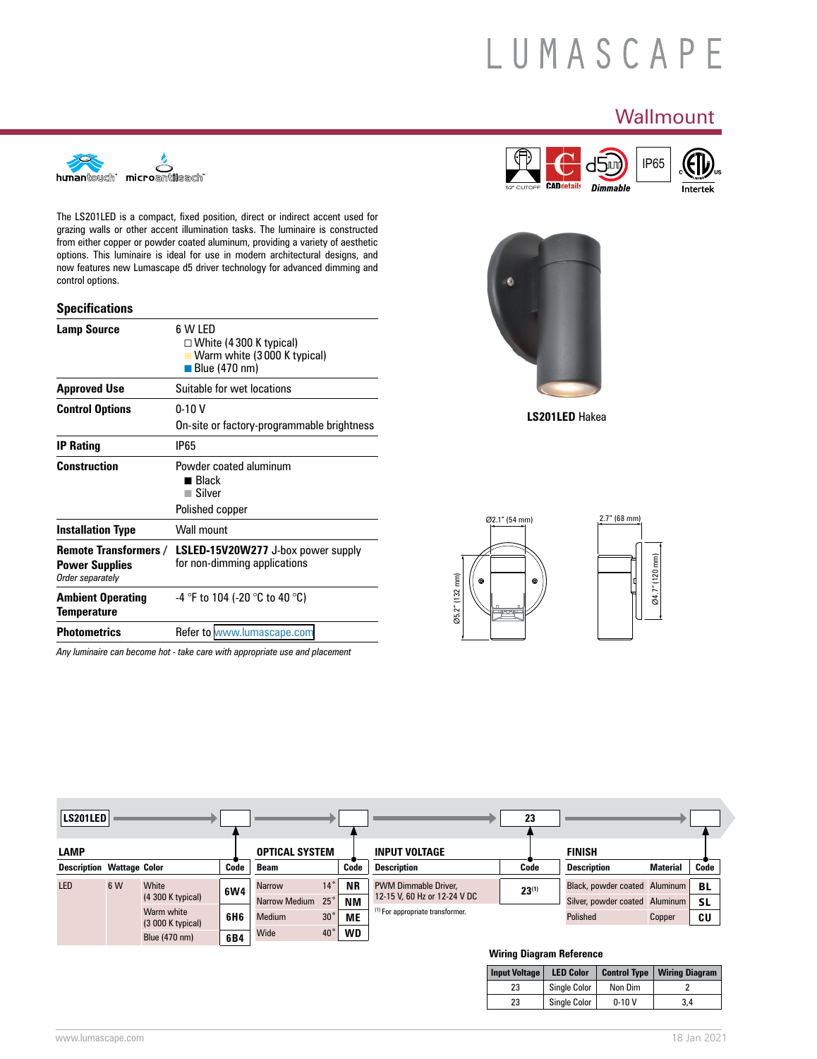# LUMASCAPE

## Wallmount

humantouch® microantiglare®

52° CUTOFF | CADdetails | d5 Dimmable | IP65 | ETL Intertek

The LS201LED is a compact, fixed position, direct or indirect accent used for grazing walls or other accent illumination tasks. The luminaire is constructed from either copper or powder coated aluminum, providing a variety of aesthetic options. This luminaire is ideal for use in modern architectural designs, and now features new Lumascape d5 driver technology for advanced dimming and control options.

**LS201LED** Hakea

Ø2.1" (54 mm) | 2.7" (68 mm) | Ø5.2" (132 mm) | Ø4.7" (120 mm)

### Specifications

| | |
|---|---|
| **Lamp Source** | 6 W LED<br>☐ White (4 300 K typical)<br>Warm white (3 000 K typical)<br>Blue (470 nm) |
| **Approved Use** | Suitable for wet locations |
| **Control Options** | 0-10 V<br>On-site or factory-programmable brightness |
| **IP Rating** | IP65 |
| **Construction** | Powder coated aluminum<br>■ Black<br>Silver<br>Polished copper |
| **Installation Type** | Wall mount |
| **Remote Transformers / Power Supplies** *Order separately* | **LSLED-15V20W277** J-box power supply for non-dimming applications |
| **Ambient Operating Temperature** | -4 °F to 104 (-20 °C to 40 °C) |
| **Photometrics** | Refer to www.lumascape.com |

*Any luminaire can become hot - take care with appropriate use and placement*

**LS201LED** → ☐ → ☐ → 23 → ☐

**LAMP**

| Description | Wattage | Color | Code |
|---|---|---|---|
| LED | 6 W | White (4 300 K typical) | 6W4 |
| | | Warm white (3 000 K typical) | 6H6 |
| | | Blue (470 nm) | 6B4 |

**OPTICAL SYSTEM**

| Beam | | Code |
|---|---|---|
| Narrow | 14° | NR |
| Narrow Medium | 25° | NM |
| Medium | 30° | ME |
| Wide | 40° | WD |

**INPUT VOLTAGE**

| Description | Code |
|---|---|
| PWM Dimmable Driver, 12-15 V, 60 Hz or 12-24 V DC | 23[1] |

[1] For appropriate transformer.

**FINISH**

| Description | Material | Code |
|---|---|---|
| Black, powder coated | Aluminum | BL |
| Silver, powder coated | Aluminum | SL |
| Polished | Copper | CU |

**Wiring Diagram Reference**

| Input Voltage | LED Color | Control Type | Wiring Diagram |
|---|---|---|---|
| 23 | Single Color | Non Dim | 2 |
| 23 | Single Color | 0-10 V | 3,4 |

www.lumascape.com 18 Jan 2021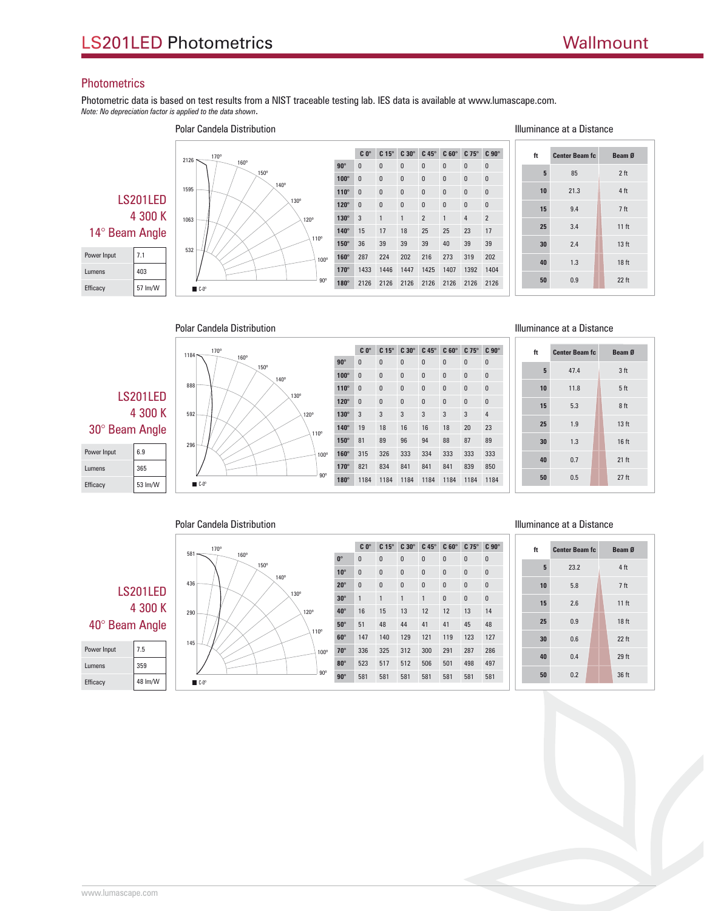# LS201LED Photometrics

Wallmount

## Photometrics

Photometric data is based on test results from a NIST traceable testing lab. IES data is available at www.lumascape.com.
*Note: No depreciation factor is applied to the data shown.*

### LS201LED 4 300 K 14° Beam Angle

| | |
|---|---|
| Power Input | 7.1 |
| Lumens | 403 |
| Efficacy | 57 lm/W |

**Polar Candela Distribution**

| | C 0° | C 15° | C 30° | C 45° | C 60° | C 75° | C 90° |
|---|---|---|---|---|---|---|---|
| 90° | 0 | 0 | 0 | 0 | 0 | 0 | 0 |
| 100° | 0 | 0 | 0 | 0 | 0 | 0 | 0 |
| 110° | 0 | 0 | 0 | 0 | 0 | 0 | 0 |
| 120° | 0 | 0 | 0 | 0 | 0 | 0 | 0 |
| 130° | 3 | 1 | 1 | 2 | 1 | 4 | 2 |
| 140° | 15 | 17 | 18 | 25 | 25 | 23 | 17 |
| 150° | 36 | 39 | 39 | 39 | 40 | 39 | 39 |
| 160° | 287 | 224 | 202 | 216 | 273 | 319 | 202 |
| 170° | 1433 | 1446 | 1447 | 1425 | 1407 | 1392 | 1404 |
| 180° | 2126 | 2126 | 2126 | 2126 | 2126 | 2126 | 2126 |

**Illuminance at a Distance**

| ft | Center Beam fc | Beam Ø |
|---|---|---|
| 5 | 85 | 2 ft |
| 10 | 21.3 | 4 ft |
| 15 | 9.4 | 7 ft |
| 25 | 3.4 | 11 ft |
| 30 | 2.4 | 13 ft |
| 40 | 1.3 | 18 ft |
| 50 | 0.9 | 22 ft |

### LS201LED 4 300 K 30° Beam Angle

| | |
|---|---|
| Power Input | 6.9 |
| Lumens | 365 |
| Efficacy | 53 lm/W |

**Polar Candela Distribution**

| | C 0° | C 15° | C 30° | C 45° | C 60° | C 75° | C 90° |
|---|---|---|---|---|---|---|---|
| 90° | 0 | 0 | 0 | 0 | 0 | 0 | 0 |
| 100° | 0 | 0 | 0 | 0 | 0 | 0 | 0 |
| 110° | 0 | 0 | 0 | 0 | 0 | 0 | 0 |
| 120° | 0 | 0 | 0 | 0 | 0 | 0 | 0 |
| 130° | 3 | 3 | 3 | 3 | 3 | 3 | 4 |
| 140° | 19 | 18 | 16 | 16 | 18 | 20 | 23 |
| 150° | 81 | 89 | 96 | 94 | 88 | 87 | 89 |
| 160° | 315 | 326 | 333 | 334 | 333 | 333 | 333 |
| 170° | 821 | 834 | 841 | 841 | 841 | 839 | 850 |
| 180° | 1184 | 1184 | 1184 | 1184 | 1184 | 1184 | 1184 |

**Illuminance at a Distance**

| ft | Center Beam fc | Beam Ø |
|---|---|---|
| 5 | 47.4 | 3 ft |
| 10 | 11.8 | 5 ft |
| 15 | 5.3 | 8 ft |
| 25 | 1.9 | 13 ft |
| 30 | 1.3 | 16 ft |
| 40 | 0.7 | 21 ft |
| 50 | 0.5 | 27 ft |

### LS201LED 4 300 K 40° Beam Angle

| | |
|---|---|
| Power Input | 7.5 |
| Lumens | 359 |
| Efficacy | 48 lm/W |

**Polar Candela Distribution**

| | C 0° | C 15° | C 30° | C 45° | C 60° | C 75° | C 90° |
|---|---|---|---|---|---|---|---|
| 0° | 0 | 0 | 0 | 0 | 0 | 0 | 0 |
| 10° | 0 | 0 | 0 | 0 | 0 | 0 | 0 |
| 20° | 0 | 0 | 0 | 0 | 0 | 0 | 0 |
| 30° | 1 | 1 | 1 | 1 | 0 | 0 | 0 |
| 40° | 16 | 15 | 13 | 12 | 12 | 13 | 14 |
| 50° | 51 | 48 | 44 | 41 | 41 | 45 | 48 |
| 60° | 147 | 140 | 129 | 121 | 119 | 123 | 127 |
| 70° | 336 | 325 | 312 | 300 | 291 | 287 | 286 |
| 80° | 523 | 517 | 512 | 506 | 501 | 498 | 497 |
| 90° | 581 | 581 | 581 | 581 | 581 | 581 | 581 |

**Illuminance at a Distance**

| ft | Center Beam fc | Beam Ø |
|---|---|---|
| 5 | 23.2 | 4 ft |
| 10 | 5.8 | 7 ft |
| 15 | 2.6 | 11 ft |
| 25 | 0.9 | 18 ft |
| 30 | 0.6 | 22 ft |
| 40 | 0.4 | 29 ft |
| 50 | 0.2 | 36 ft |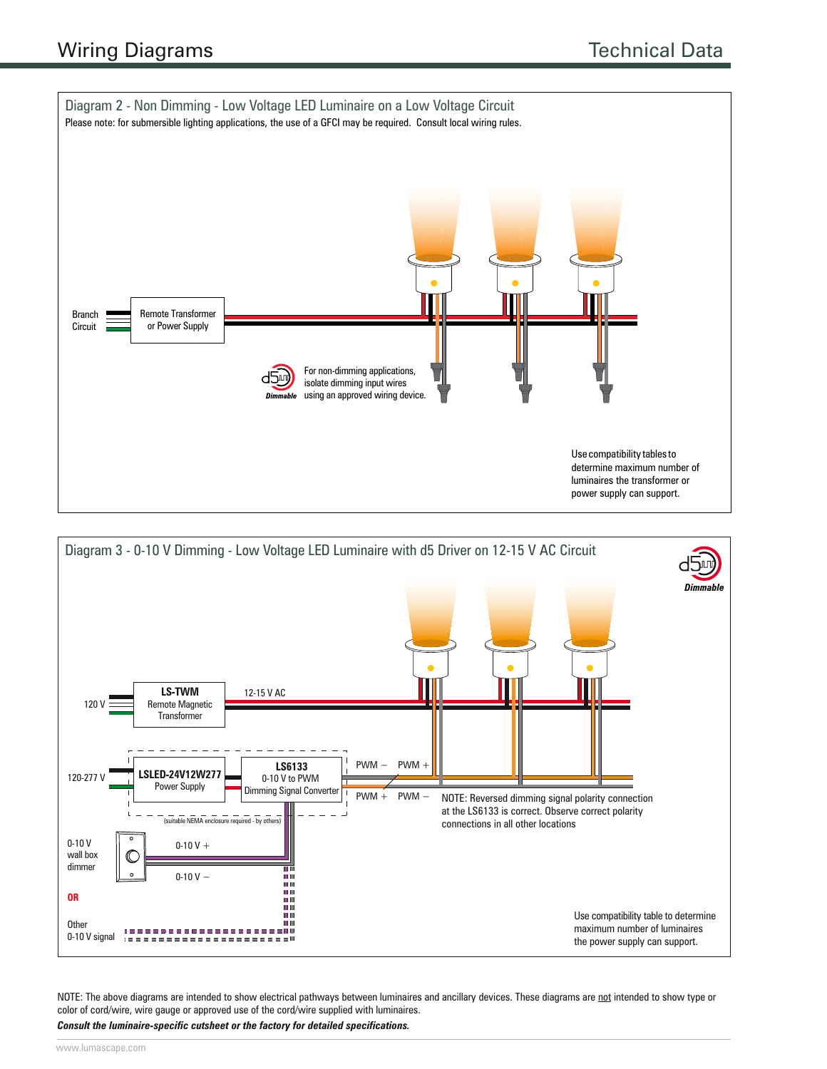# Wiring Diagrams

## Technical Data

### Diagram 2 - Non Dimming - Low Voltage LED Luminaire on a Low Voltage Circuit

Please note: for submersible lighting applications, the use of a GFCI may be required. Consult local wiring rules.

Branch Circuit

Remote Transformer or Power Supply

Dimmable

For non-dimming applications, isolate dimming input wires using an approved wiring device.

Use compatibility tables to determine maximum number of luminaires the transformer or power supply can support.

### Diagram 3 - 0-10 V Dimming - Low Voltage LED Luminaire with d5 Driver on 12-15 V AC Circuit

Dimmable

120 V

**LS-TWM**
Remote Magnetic Transformer

12-15 V AC

120-277 V

**LSLED-24V12W277**
Power Supply

**LS6133**
0-10 V to PWM Dimming Signal Converter

(suitable NEMA enclosure required - by others)

PWM – PWM +

PWM + PWM –

NOTE: Reversed dimming signal polarity connection at the LS6133 is correct. Observe correct polarity connections in all other locations

0-10 V wall box dimmer

0-10 V +

0-10 V –

**OR**

Other 0-10 V signal

Use compatibility table to determine maximum number of luminaires the power supply can support.

NOTE: The above diagrams are intended to show electrical pathways between luminaires and ancillary devices. These diagrams are not intended to show type or color of cord/wire, wire gauge or approved use of the cord/wire supplied with luminaires.

***Consult the luminaire-specific cutsheet or the factory for detailed specifications.***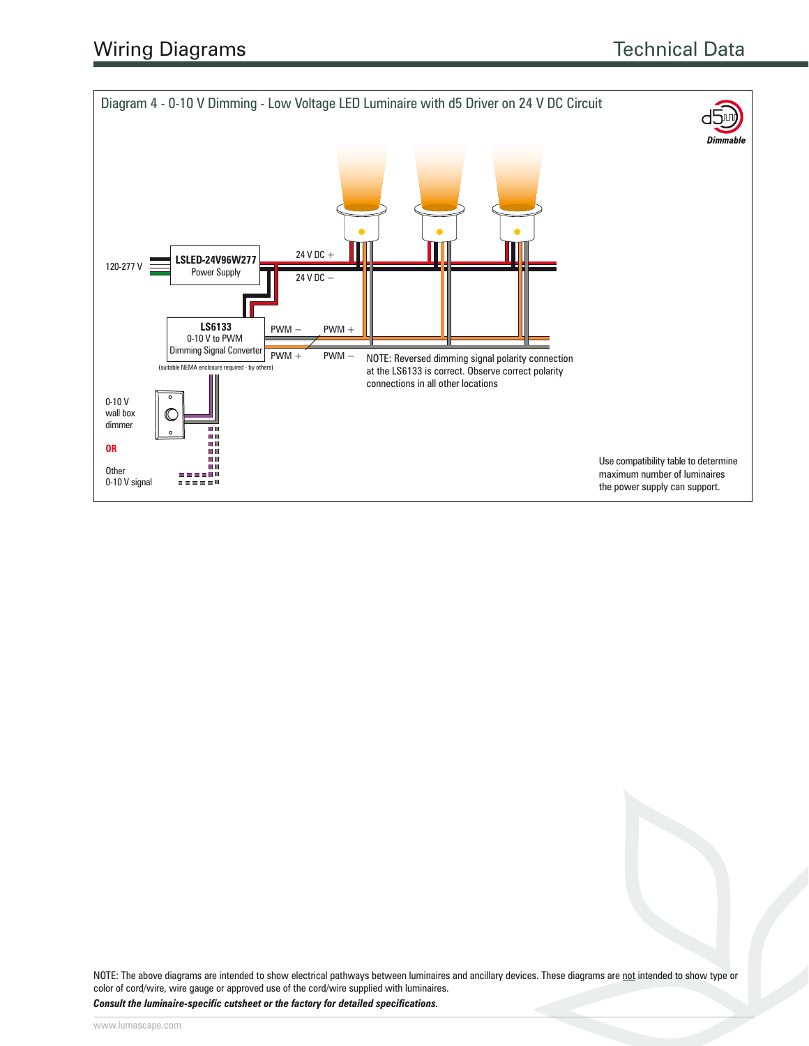## Wiring Diagrams

### Diagram 4 - 0-10 V Dimming - Low Voltage LED Luminaire with d5 Driver on 24 V DC Circuit

d5 Dimmable

120-277 V

**LSLED-24V96W277**
Power Supply

24 V DC +

24 V DC –

**LS6133**
0-10 V to PWM
Dimming Signal Converter

(suitable NEMA enclosure required - by others)

PWM – PWM +

PWM + PWM –

NOTE: Reversed dimming signal polarity connection at the LS6133 is correct. Observe correct polarity connections in all other locations

0-10 V wall box dimmer

**OR**

Other 0-10 V signal

Use compatibility table to determine maximum number of luminaires the power supply can support.

NOTE: The above diagrams are intended to show electrical pathways between luminaires and ancillary devices. These diagrams are not intended to show type or color of cord/wire, wire gauge or approved use of the cord/wire supplied with luminaires.

***Consult the luminaire-specific cutsheet or the factory for detailed specifications.***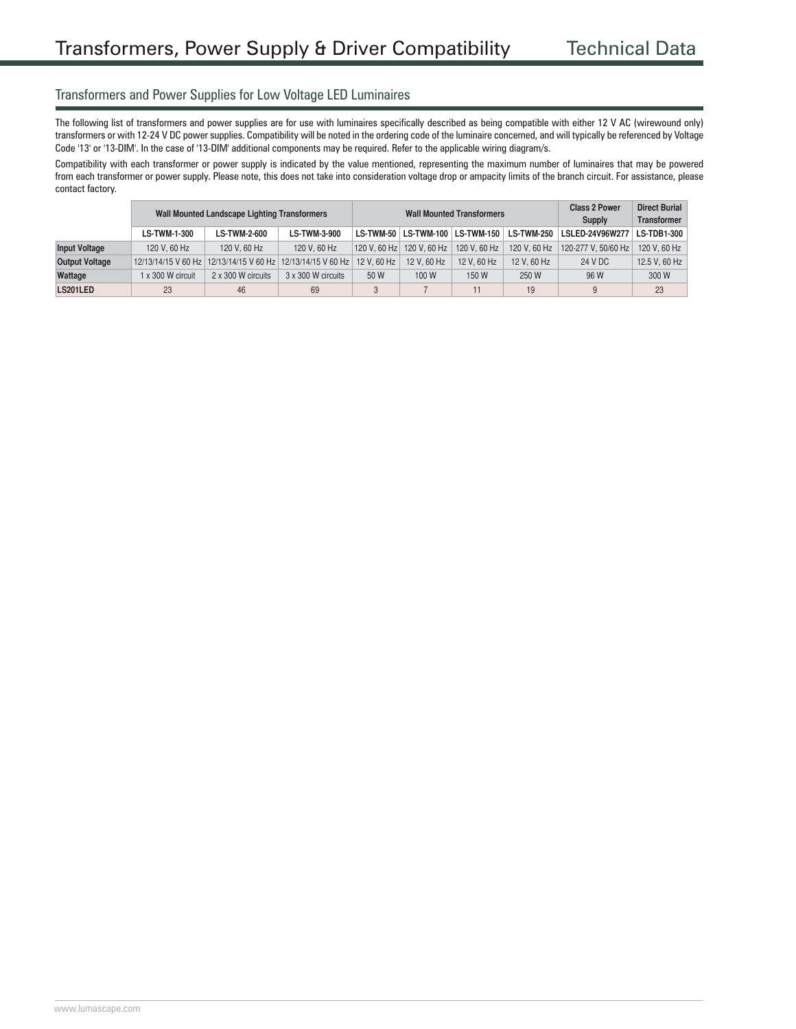# Transformers, Power Supply & Driver Compatibility

## Technical Data

### Transformers and Power Supplies for Low Voltage LED Luminaires

The following list of transformers and power supplies are for use with luminaires specifically described as being compatible with either 12 V AC (wirewound only) transformers or with 12-24 V DC power supplies. Compatibility will be noted in the ordering code of the luminaire concerned, and will typically be referenced by Voltage Code '13' or '13-DIM'. In the case of '13-DIM' additional components may be required. Refer to the applicable wiring diagram/s.

Compatibility with each transformer or power supply is indicated by the value mentioned, representing the maximum number of luminaires that may be powered from each transformer or power supply. Please note, this does not take into consideration voltage drop or ampacity limits of the branch circuit. For assistance, please contact factory.

| | Wall Mounted Landscape Lighting Transformers | | | Wall Mounted Transformers | | | | Class 2 Power Supply | Direct Burial Transformer |
|---|---|---|---|---|---|---|---|---|---|
| | **LS-TWM-1-300** | **LS-TWM-2-600** | **LS-TWM-3-900** | **LS-TWM-50** | **LS-TWM-100** | **LS-TWM-150** | **LS-TWM-250** | **LSLED-24V96W277** | **LS-TDB1-300** |
| **Input Voltage** | 120 V, 60 Hz | 120 V, 60 Hz | 120 V, 60 Hz | 120 V, 60 Hz | 120 V, 60 Hz | 120 V, 60 Hz | 120 V, 60 Hz | 120-277 V, 50/60 Hz | 120 V, 60 Hz |
| **Output Voltage** | 12/13/14/15 V 60 Hz | 12/13/14/15 V 60 Hz | 12/13/14/15 V 60 Hz | 12 V, 60 Hz | 12 V, 60 Hz | 12 V, 60 Hz | 12 V, 60 Hz | 24 V DC | 12.5 V, 60 Hz |
| **Wattage** | 1 x 300 W circuit | 2 x 300 W circuits | 3 x 300 W circuits | 50 W | 100 W | 150 W | 250 W | 96 W | 300 W |
| **LS201LED** | 23 | 46 | 69 | 3 | 7 | 11 | 19 | 9 | 23 |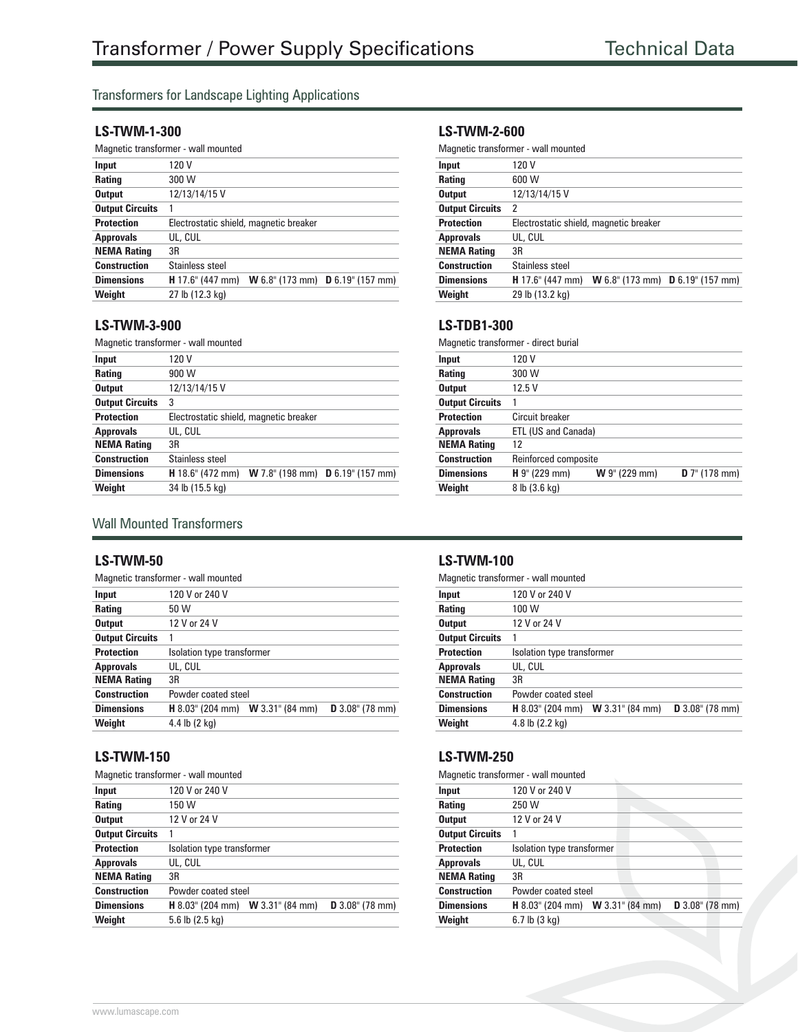# Transformer / Power Supply Specifications

Technical Data

## Transformers for Landscape Lighting Applications

### LS-TWM-1-300

Magnetic transformer - wall mounted

| | |
|---|---|
| **Input** | 120 V |
| **Rating** | 300 W |
| **Output** | 12/13/14/15 V |
| **Output Circuits** | 1 |
| **Protection** | Electrostatic shield, magnetic breaker |
| **Approvals** | UL, CUL |
| **NEMA Rating** | 3R |
| **Construction** | Stainless steel |
| **Dimensions** | **H** 17.6" (447 mm) **W** 6.8" (173 mm) **D** 6.19" (157 mm) |
| **Weight** | 27 lb (12.3 kg) |

### LS-TWM-2-600

Magnetic transformer - wall mounted

| | |
|---|---|
| **Input** | 120 V |
| **Rating** | 600 W |
| **Output** | 12/13/14/15 V |
| **Output Circuits** | 2 |
| **Protection** | Electrostatic shield, magnetic breaker |
| **Approvals** | UL, CUL |
| **NEMA Rating** | 3R |
| **Construction** | Stainless steel |
| **Dimensions** | **H** 17.6" (447 mm) **W** 6.8" (173 mm) **D** 6.19" (157 mm) |
| **Weight** | 29 lb (13.2 kg) |

### LS-TWM-3-900

Magnetic transformer - wall mounted

| | |
|---|---|
| **Input** | 120 V |
| **Rating** | 900 W |
| **Output** | 12/13/14/15 V |
| **Output Circuits** | 3 |
| **Protection** | Electrostatic shield, magnetic breaker |
| **Approvals** | UL, CUL |
| **NEMA Rating** | 3R |
| **Construction** | Stainless steel |
| **Dimensions** | **H** 18.6" (472 mm) **W** 7.8" (198 mm) **D** 6.19" (157 mm) |
| **Weight** | 34 lb (15.5 kg) |

### LS-TDB1-300

Magnetic transformer - direct burial

| | |
|---|---|
| **Input** | 120 V |
| **Rating** | 300 W |
| **Output** | 12.5 V |
| **Output Circuits** | 1 |
| **Protection** | Circuit breaker |
| **Approvals** | ETL (US and Canada) |
| **NEMA Rating** | 12 |
| **Construction** | Reinforced composite |
| **Dimensions** | **H** 9" (229 mm) **W** 9" (229 mm) **D** 7" (178 mm) |
| **Weight** | 8 lb (3.6 kg) |

## Wall Mounted Transformers

### LS-TWM-50

Magnetic transformer - wall mounted

| | |
|---|---|
| **Input** | 120 V or 240 V |
| **Rating** | 50 W |
| **Output** | 12 V or 24 V |
| **Output Circuits** | 1 |
| **Protection** | Isolation type transformer |
| **Approvals** | UL, CUL |
| **NEMA Rating** | 3R |
| **Construction** | Powder coated steel |
| **Dimensions** | **H** 8.03" (204 mm) **W** 3.31" (84 mm) **D** 3.08" (78 mm) |
| **Weight** | 4.4 lb (2 kg) |

### LS-TWM-100

Magnetic transformer - wall mounted

| | |
|---|---|
| **Input** | 120 V or 240 V |
| **Rating** | 100 W |
| **Output** | 12 V or 24 V |
| **Output Circuits** | 1 |
| **Protection** | Isolation type transformer |
| **Approvals** | UL, CUL |
| **NEMA Rating** | 3R |
| **Construction** | Powder coated steel |
| **Dimensions** | **H** 8.03" (204 mm) **W** 3.31" (84 mm) **D** 3.08" (78 mm) |
| **Weight** | 4.8 lb (2.2 kg) |

### LS-TWM-150

Magnetic transformer - wall mounted

| | |
|---|---|
| **Input** | 120 V or 240 V |
| **Rating** | 150 W |
| **Output** | 12 V or 24 V |
| **Output Circuits** | 1 |
| **Protection** | Isolation type transformer |
| **Approvals** | UL, CUL |
| **NEMA Rating** | 3R |
| **Construction** | Powder coated steel |
| **Dimensions** | **H** 8.03" (204 mm) **W** 3.31" (84 mm) **D** 3.08" (78 mm) |
| **Weight** | 5.6 lb (2.5 kg) |

### LS-TWM-250

Magnetic transformer - wall mounted

| | |
|---|---|
| **Input** | 120 V or 240 V |
| **Rating** | 250 W |
| **Output** | 12 V or 24 V |
| **Output Circuits** | 1 |
| **Protection** | Isolation type transformer |
| **Approvals** | UL, CUL |
| **NEMA Rating** | 3R |
| **Construction** | Powder coated steel |
| **Dimensions** | **H** 8.03" (204 mm) **W** 3.31" (84 mm) **D** 3.08" (78 mm) |
| **Weight** | 6.7 lb (3 kg) |

www.lumascape.com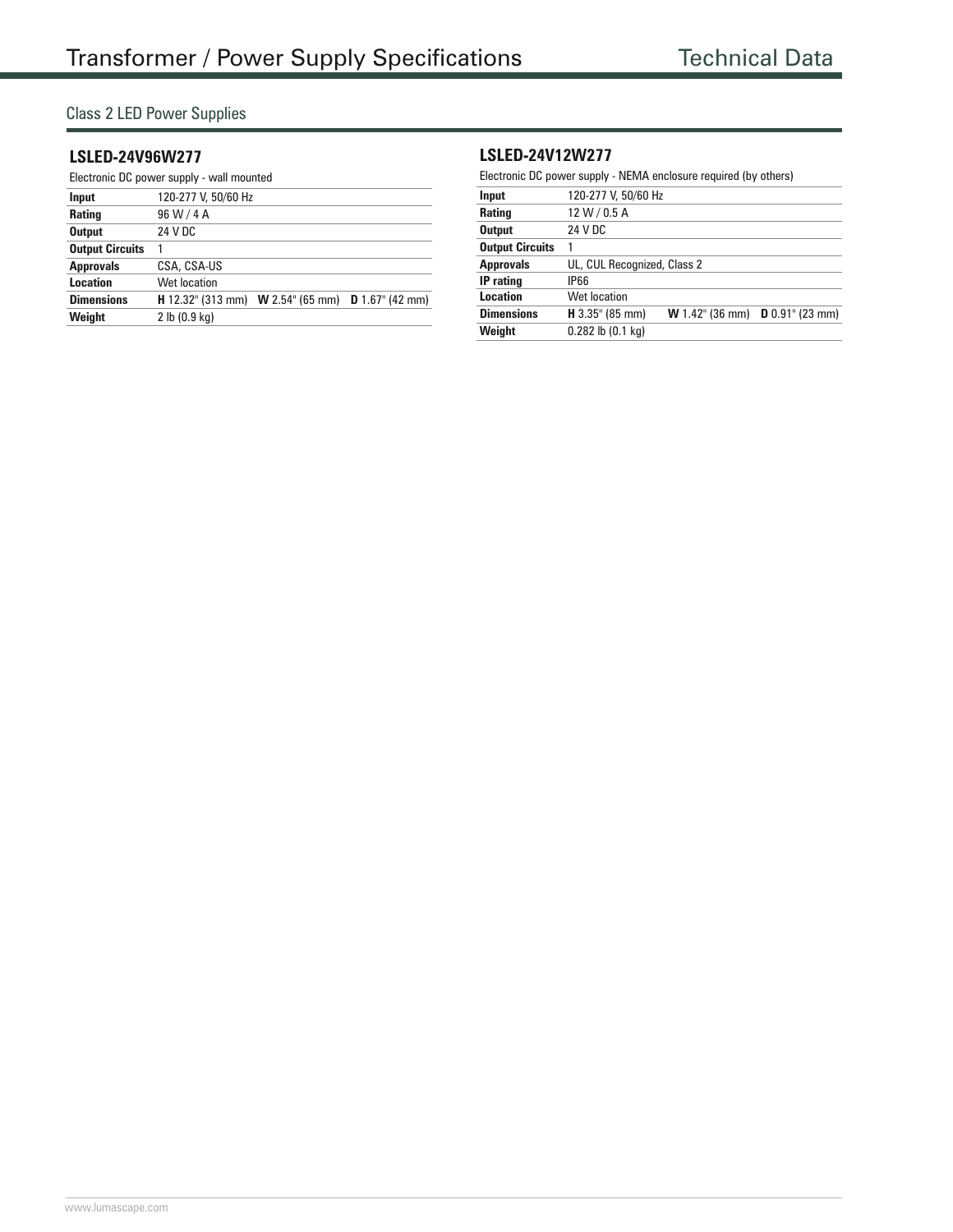# Transformer / Power Supply Specifications

Technical Data

## Class 2 LED Power Supplies

### LSLED-24V96W277

Electronic DC power supply - wall mounted

| | | | |
|---|---|---|---|
| **Input** | 120-277 V, 50/60 Hz | | |
| **Rating** | 96 W / 4 A | | |
| **Output** | 24 V DC | | |
| **Output Circuits** | 1 | | |
| **Approvals** | CSA, CSA-US | | |
| **Location** | Wet location | | |
| **Dimensions** | **H** 12.32" (313 mm) | **W** 2.54" (65 mm) | **D** 1.67" (42 mm) |
| **Weight** | 2 lb (0.9 kg) | | |

### LSLED-24V12W277

Electronic DC power supply - NEMA enclosure required (by others)

| | | | |
|---|---|---|---|
| **Input** | 120-277 V, 50/60 Hz | | |
| **Rating** | 12 W / 0.5 A | | |
| **Output** | 24 V DC | | |
| **Output Circuits** | 1 | | |
| **Approvals** | UL, CUL Recognized, Class 2 | | |
| **IP rating** | IP66 | | |
| **Location** | Wet location | | |
| **Dimensions** | **H** 3.35" (85 mm) | **W** 1.42" (36 mm) | **D** 0.91" (23 mm) |
| **Weight** | 0.282 lb (0.1 kg) | | |

www.lumascape.com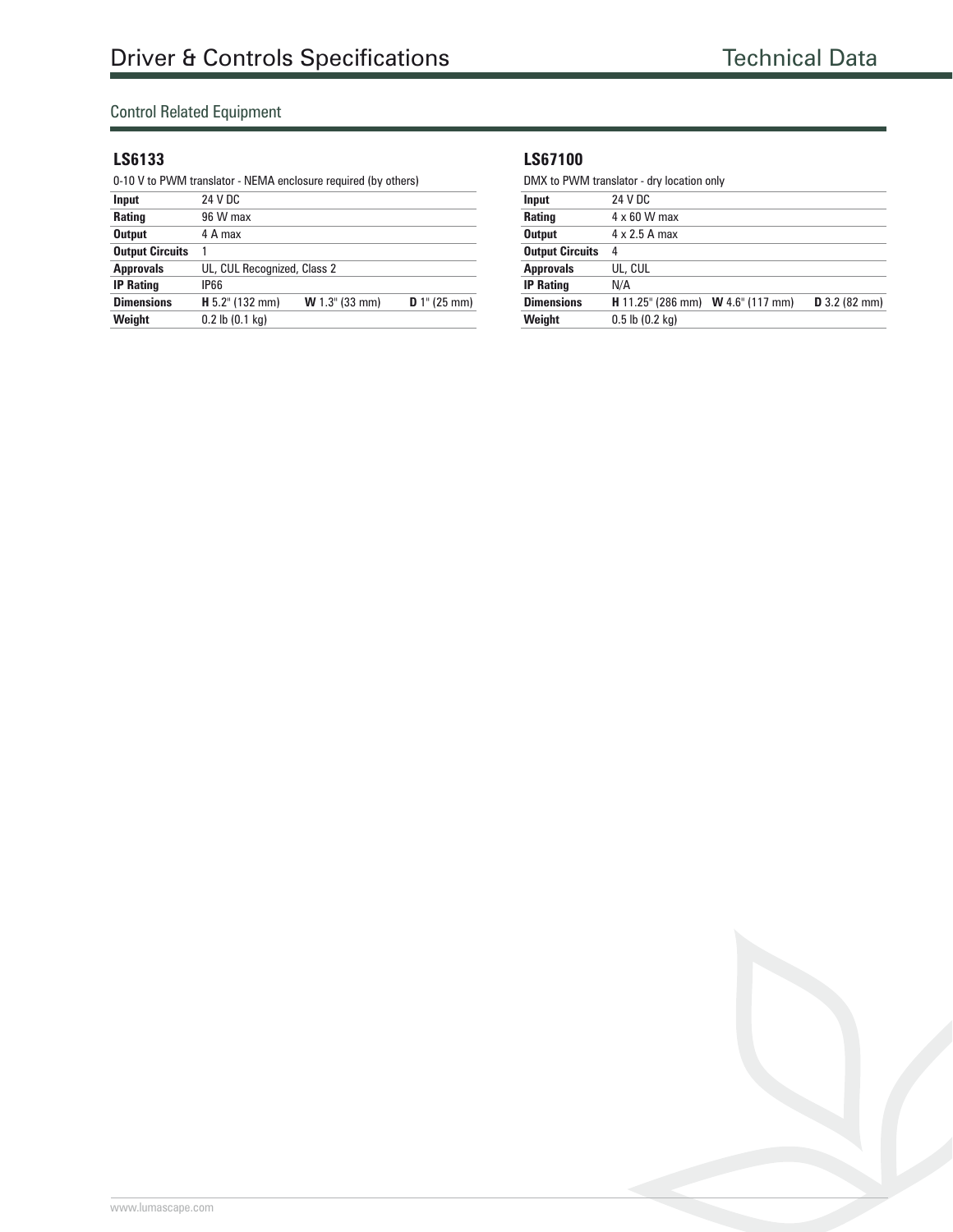# Driver & Controls Specifications

Technical Data

## Control Related Equipment

### LS6133

0-10 V to PWM translator - NEMA enclosure required (by others)

| | | | |
|---|---|---|---|
| **Input** | 24 V DC | | |
| **Rating** | 96 W max | | |
| **Output** | 4 A max | | |
| **Output Circuits** | 1 | | |
| **Approvals** | UL, CUL Recognized, Class 2 | | |
| **IP Rating** | IP66 | | |
| **Dimensions** | **H** 5.2" (132 mm) | **W** 1.3" (33 mm) | **D** 1" (25 mm) |
| **Weight** | 0.2 lb (0.1 kg) | | |

### LS67100

DMX to PWM translator - dry location only

| | | | |
|---|---|---|---|
| **Input** | 24 V DC | | |
| **Rating** | 4 x 60 W max | | |
| **Output** | 4 x 2.5 A max | | |
| **Output Circuits** | 4 | | |
| **Approvals** | UL, CUL | | |
| **IP Rating** | N/A | | |
| **Dimensions** | **H** 11.25" (286 mm) | **W** 4.6" (117 mm) | **D** 3.2 (82 mm) |
| **Weight** | 0.5 lb (0.2 kg) | | |